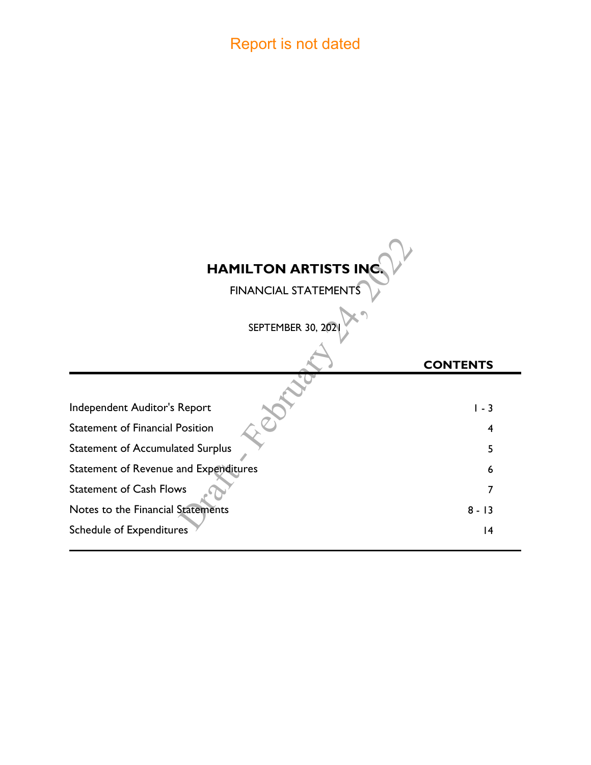Report is not dated

# HAMILTON ARTISTS INC.

FINANCIAL STATEMENTS

SEPTEMBER 30, 2021

Draft - February 24, 2022

| | CONTENTS |
|---|---|
| Independent Auditor's Report | 1 - 3 |
| Statement of Financial Position | 4 |
| Statement of Accumulated Surplus | 5 |
| Statement of Revenue and Expenditures | 6 |
| Statement of Cash Flows | 7 |
| Notes to the Financial Statements | 8 - 13 |
| Schedule of Expenditures | 14 |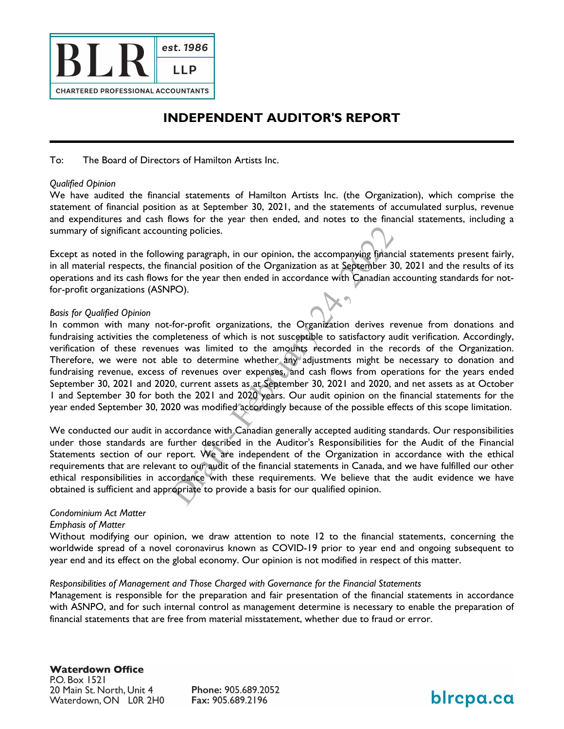# INDEPENDENT AUDITOR'S REPORT

To: The Board of Directors of Hamilton Artists Inc.

*Qualified Opinion*

We have audited the financial statements of Hamilton Artists Inc. (the Organization), which comprise the statement of financial position as at September 30, 2021, and the statements of accumulated surplus, revenue and expenditures and cash flows for the year then ended, and notes to the financial statements, including a summary of significant accounting policies.

Except as noted in the following paragraph, in our opinion, the accompanying financial statements present fairly, in all material respects, the financial position of the Organization as at September 30, 2021 and the results of its operations and its cash flows for the year then ended in accordance with Canadian accounting standards for not-for-profit organizations (ASNPO).

*Basis for Qualified Opinion*

In common with many not-for-profit organizations, the Organization derives revenue from donations and fundraising activities the completeness of which is not susceptible to satisfactory audit verification. Accordingly, verification of these revenues was limited to the amounts recorded in the records of the Organization. Therefore, we were not able to determine whether any adjustments might be necessary to donation and fundraising revenue, excess of revenues over expenses, and cash flows from operations for the years ended September 30, 2021 and 2020, current assets as at September 30, 2021 and 2020, and net assets as at October 1 and September 30 for both the 2021 and 2020 years. Our audit opinion on the financial statements for the year ended September 30, 2020 was modified accordingly because of the possible effects of this scope limitation.

We conducted our audit in accordance with Canadian generally accepted auditing standards. Our responsibilities under those standards are further described in the Auditor's Responsibilities for the Audit of the Financial Statements section of our report. We are independent of the Organization in accordance with the ethical requirements that are relevant to our audit of the financial statements in Canada, and we have fulfilled our other ethical responsibilities in accordance with these requirements. We believe that the audit evidence we have obtained is sufficient and appropriate to provide a basis for our qualified opinion.

*Condominium Act Matter*

*Emphasis of Matter*

Without modifying our opinion, we draw attention to note 12 to the financial statements, concerning the worldwide spread of a novel coronavirus known as COVID-19 prior to year end and ongoing subsequent to year end and its effect on the global economy. Our opinion is not modified in respect of this matter.

*Responsibilities of Management and Those Charged with Governance for the Financial Statements*

Management is responsible for the preparation and fair presentation of the financial statements in accordance with ASNPO, and for such internal control as management determine is necessary to enable the preparation of financial statements that are free from material misstatement, whether due to fraud or error.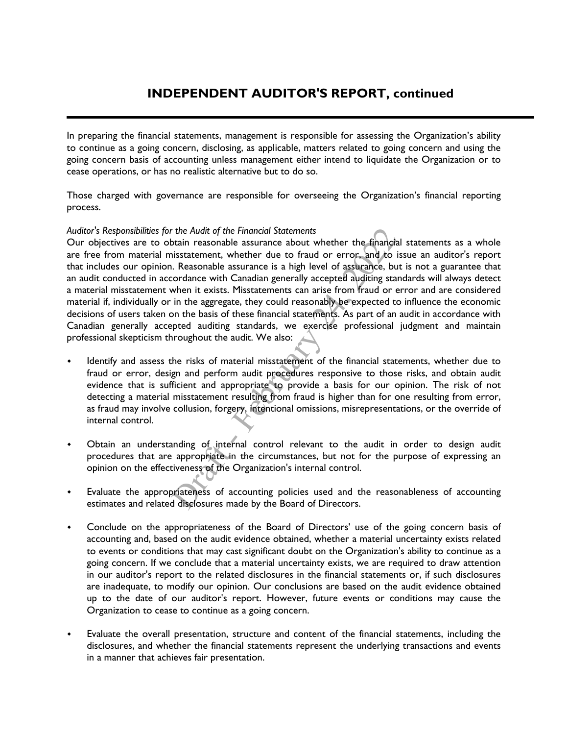# INDEPENDENT AUDITOR'S REPORT, continued

In preparing the financial statements, management is responsible for assessing the Organization's ability to continue as a going concern, disclosing, as applicable, matters related to going concern and using the going concern basis of accounting unless management either intend to liquidate the Organization or to cease operations, or has no realistic alternative but to do so.

Those charged with governance are responsible for overseeing the Organization's financial reporting process.

*Auditor's Responsibilities for the Audit of the Financial Statements*

Our objectives are to obtain reasonable assurance about whether the financial statements as a whole are free from material misstatement, whether due to fraud or error, and to issue an auditor's report that includes our opinion. Reasonable assurance is a high level of assurance, but is not a guarantee that an audit conducted in accordance with Canadian generally accepted auditing standards will always detect a material misstatement when it exists. Misstatements can arise from fraud or error and are considered material if, individually or in the aggregate, they could reasonably be expected to influence the economic decisions of users taken on the basis of these financial statements. As part of an audit in accordance with Canadian generally accepted auditing standards, we exercise professional judgment and maintain professional skepticism throughout the audit. We also:

- Identify and assess the risks of material misstatement of the financial statements, whether due to fraud or error, design and perform audit procedures responsive to those risks, and obtain audit evidence that is sufficient and appropriate to provide a basis for our opinion. The risk of not detecting a material misstatement resulting from fraud is higher than for one resulting from error, as fraud may involve collusion, forgery, intentional omissions, misrepresentations, or the override of internal control.

- Obtain an understanding of internal control relevant to the audit in order to design audit procedures that are appropriate in the circumstances, but not for the purpose of expressing an opinion on the effectiveness of the Organization's internal control.

- Evaluate the appropriateness of accounting policies used and the reasonableness of accounting estimates and related disclosures made by the Board of Directors.

- Conclude on the appropriateness of the Board of Directors' use of the going concern basis of accounting and, based on the audit evidence obtained, whether a material uncertainty exists related to events or conditions that may cast significant doubt on the Organization's ability to continue as a going concern. If we conclude that a material uncertainty exists, we are required to draw attention in our auditor's report to the related disclosures in the financial statements or, if such disclosures are inadequate, to modify our opinion. Our conclusions are based on the audit evidence obtained up to the date of our auditor's report. However, future events or conditions may cause the Organization to cease to continue as a going concern.

- Evaluate the overall presentation, structure and content of the financial statements, including the disclosures, and whether the financial statements represent the underlying transactions and events in a manner that achieves fair presentation.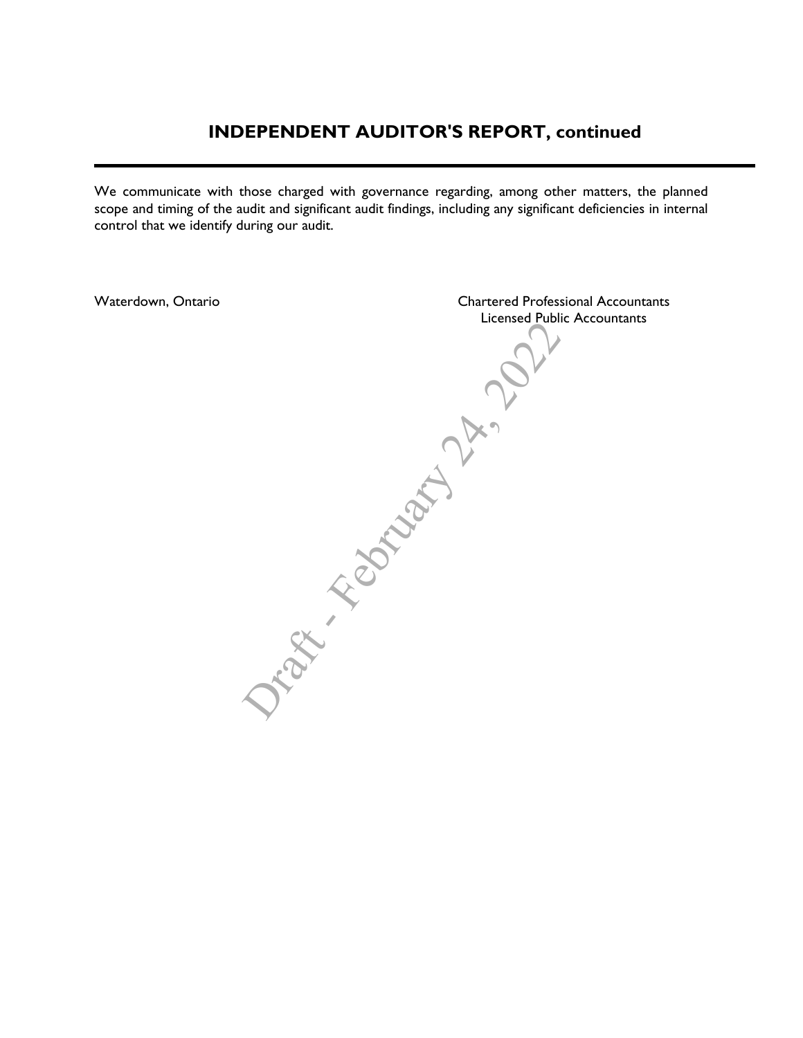## INDEPENDENT AUDITOR'S REPORT, continued

We communicate with those charged with governance regarding, among other matters, the planned scope and timing of the audit and significant audit findings, including any significant deficiencies in internal control that we identify during our audit.

Waterdown, Ontario

Chartered Professional Accountants
Licensed Public Accountants

Draft - February 24, 2022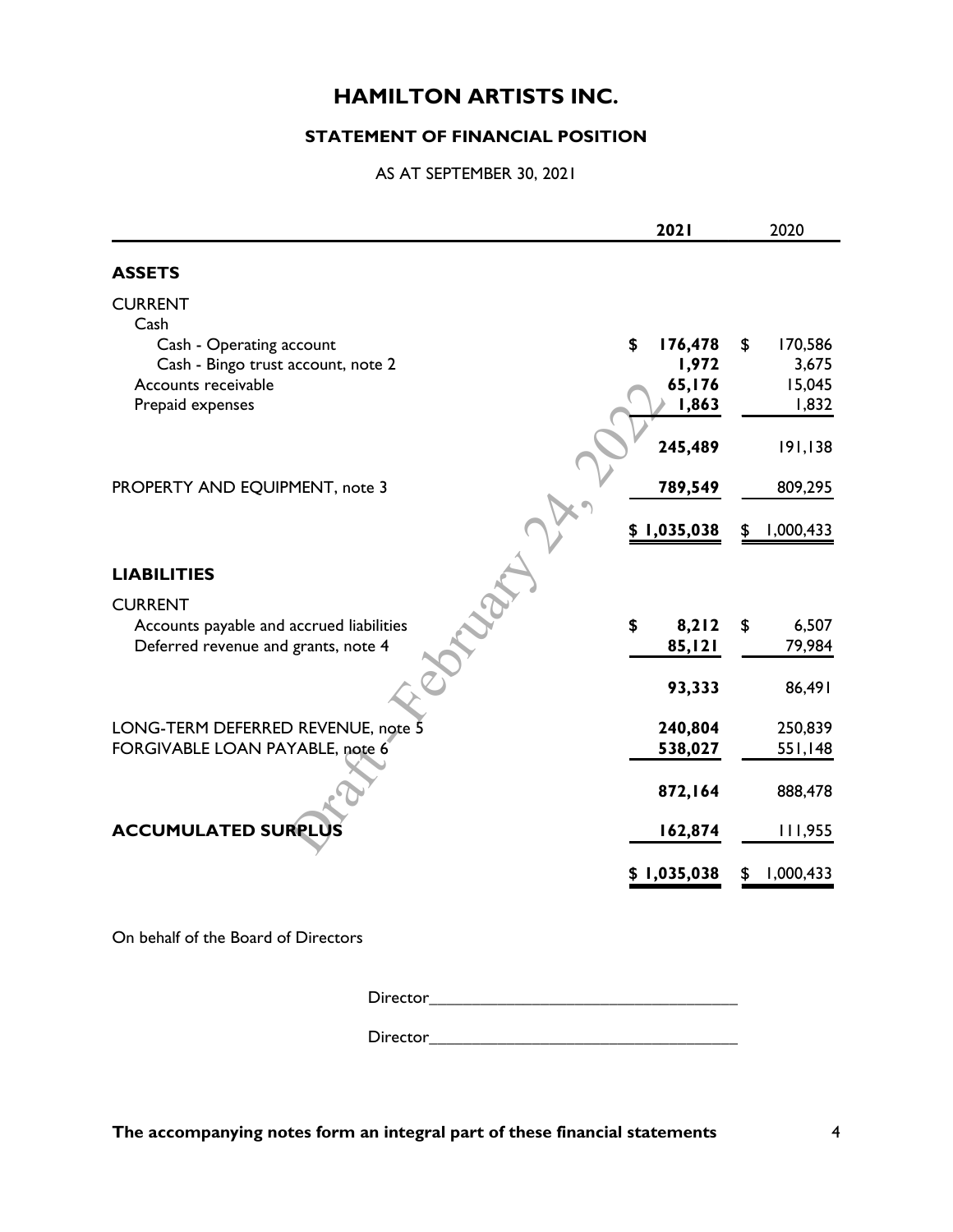# HAMILTON ARTISTS INC.

## STATEMENT OF FINANCIAL POSITION

AS AT SEPTEMBER 30, 2021

| | 2021 | 2020 |
|---|---|---|
| **ASSETS** | | |
| CURRENT | | |
| Cash | | |
| Cash - Operating account | **$ 176,478** | $ 170,586 |
| Cash - Bingo trust account, note 2 | **1,972** | 3,675 |
| Accounts receivable | **65,176** | 15,045 |
| Prepaid expenses | **1,863** | 1,832 |
| | **245,489** | 191,138 |
| PROPERTY AND EQUIPMENT, note 3 | **789,549** | 809,295 |
| | **$ 1,035,038** | $ 1,000,433 |
| **LIABILITIES** | | |
| CURRENT | | |
| Accounts payable and accrued liabilities | **$ 8,212** | $ 6,507 |
| Deferred revenue and grants, note 4 | **85,121** | 79,984 |
| | **93,333** | 86,491 |
| LONG-TERM DEFERRED REVENUE, note 5 | **240,804** | 250,839 |
| FORGIVABLE LOAN PAYABLE, note 6 | **538,027** | 551,148 |
| | **872,164** | 888,478 |
| **ACCUMULATED SURPLUS** | **162,874** | 111,955 |
| | **$ 1,035,038** | $ 1,000,433 |

Draft - February 24, 2022

On behalf of the Board of Directors

Director___________________________________

Director___________________________________

**The accompanying notes form an integral part of these financial statements**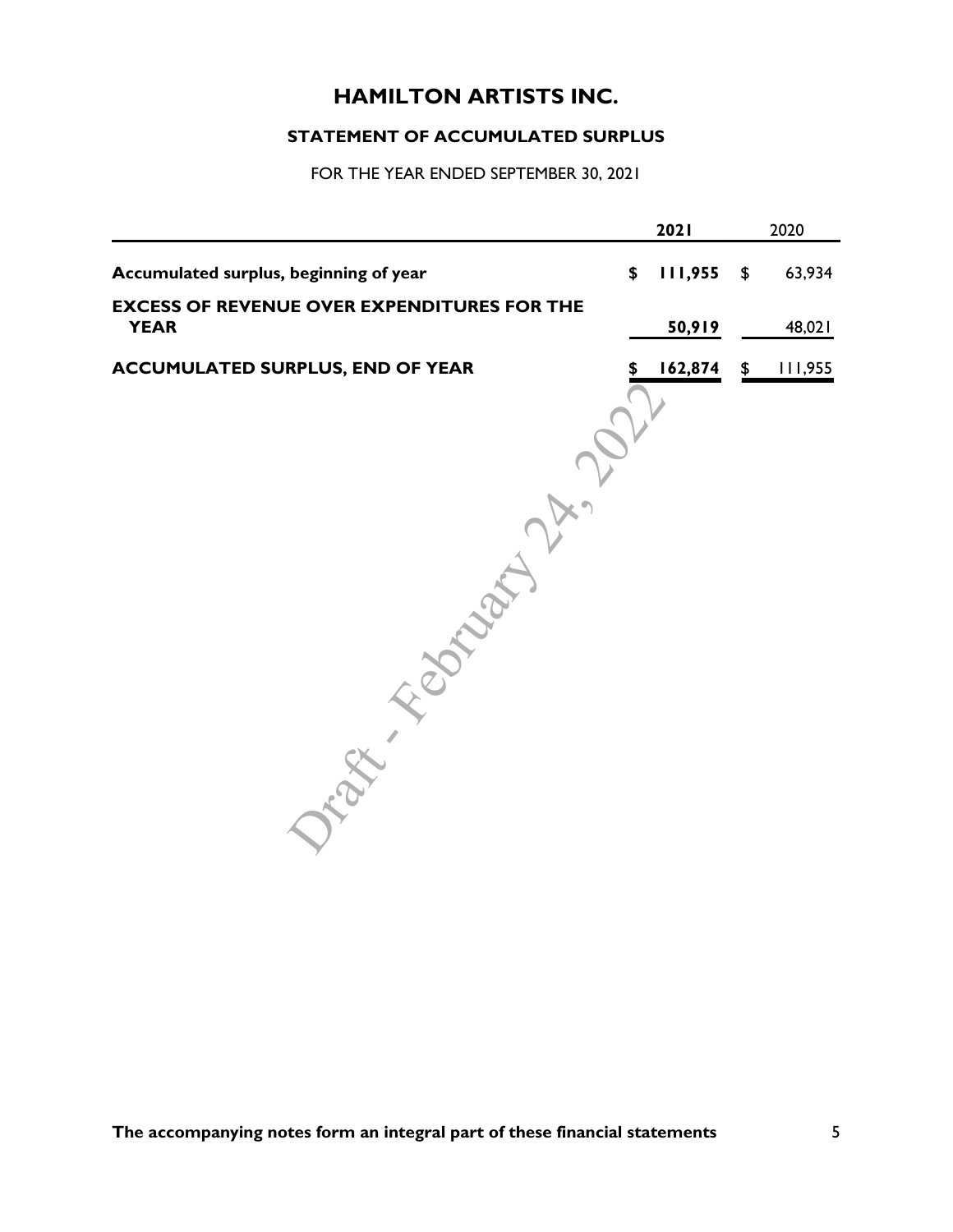# HAMILTON ARTISTS INC.

## STATEMENT OF ACCUMULATED SURPLUS

FOR THE YEAR ENDED SEPTEMBER 30, 2021

| | **2021** | 2020 |
|---|---|---|
| **Accumulated surplus, beginning of year** | **$ 111,955** | $ 63,934 |
| **EXCESS OF REVENUE OVER EXPENDITURES FOR THE YEAR** | **50,919** | 48,021 |
| **ACCUMULATED SURPLUS, END OF YEAR** | **$ 162,874** | $ 111,955 |

Draft - February 24, 2022

**The accompanying notes form an integral part of these financial statements**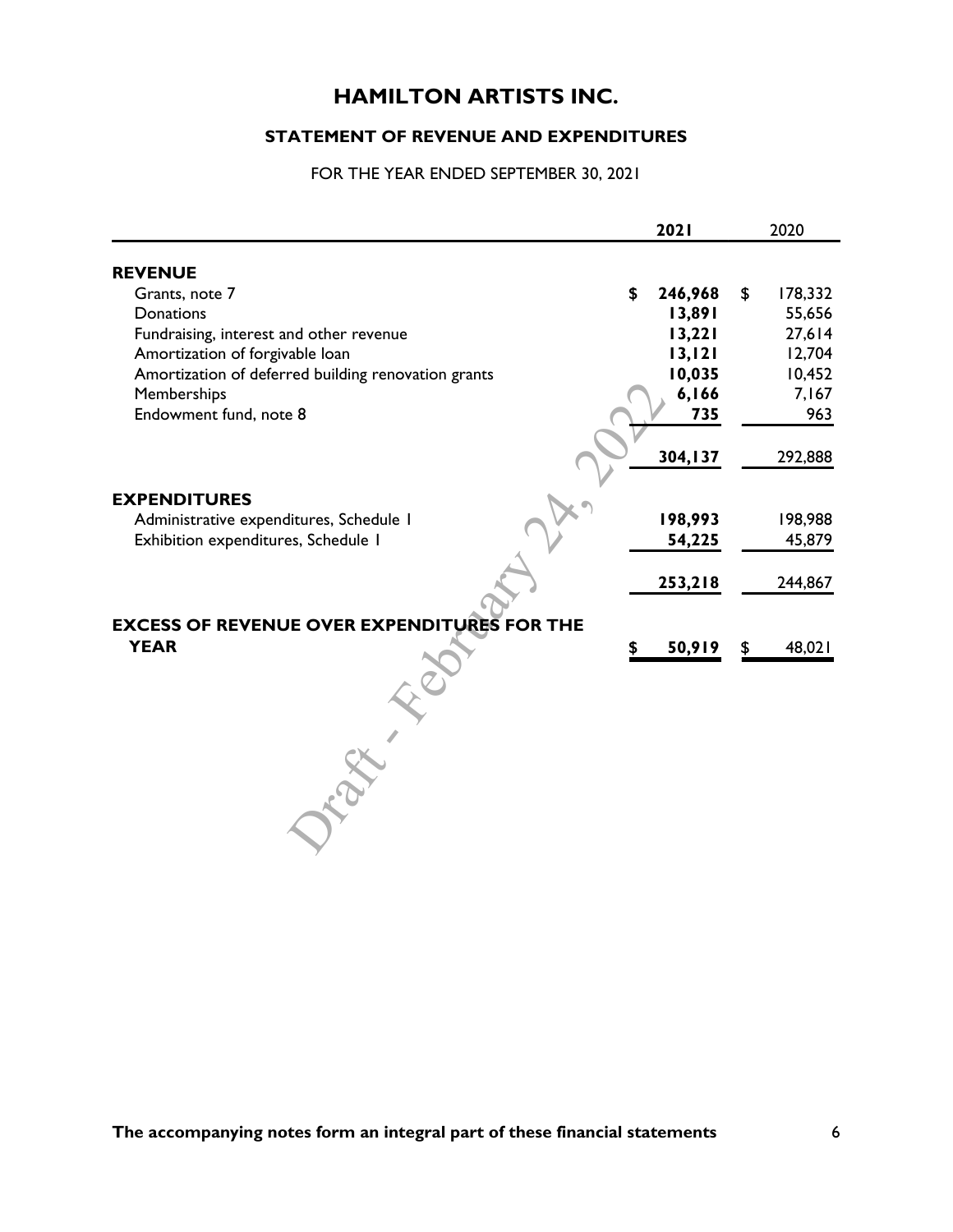# HAMILTON ARTISTS INC.

## STATEMENT OF REVENUE AND EXPENDITURES

FOR THE YEAR ENDED SEPTEMBER 30, 2021

| | 2021 | 2020 |
|---|---|---|
| **REVENUE** | | |
| Grants, note 7 | **$ 246,968** | $ 178,332 |
| Donations | **13,891** | 55,656 |
| Fundraising, interest and other revenue | **13,221** | 27,614 |
| Amortization of forgivable loan | **13,121** | 12,704 |
| Amortization of deferred building renovation grants | **10,035** | 10,452 |
| Memberships | **6,166** | 7,167 |
| Endowment fund, note 8 | **735** | 963 |
| | **304,137** | 292,888 |
| **EXPENDITURES** | | |
| Administrative expenditures, Schedule 1 | **198,993** | 198,988 |
| Exhibition expenditures, Schedule 1 | **54,225** | 45,879 |
| | **253,218** | 244,867 |
| **EXCESS OF REVENUE OVER EXPENDITURES FOR THE YEAR** | **$ 50,919** | $ 48,021 |

Draft - February 24, 2022

**The accompanying notes form an integral part of these financial statements**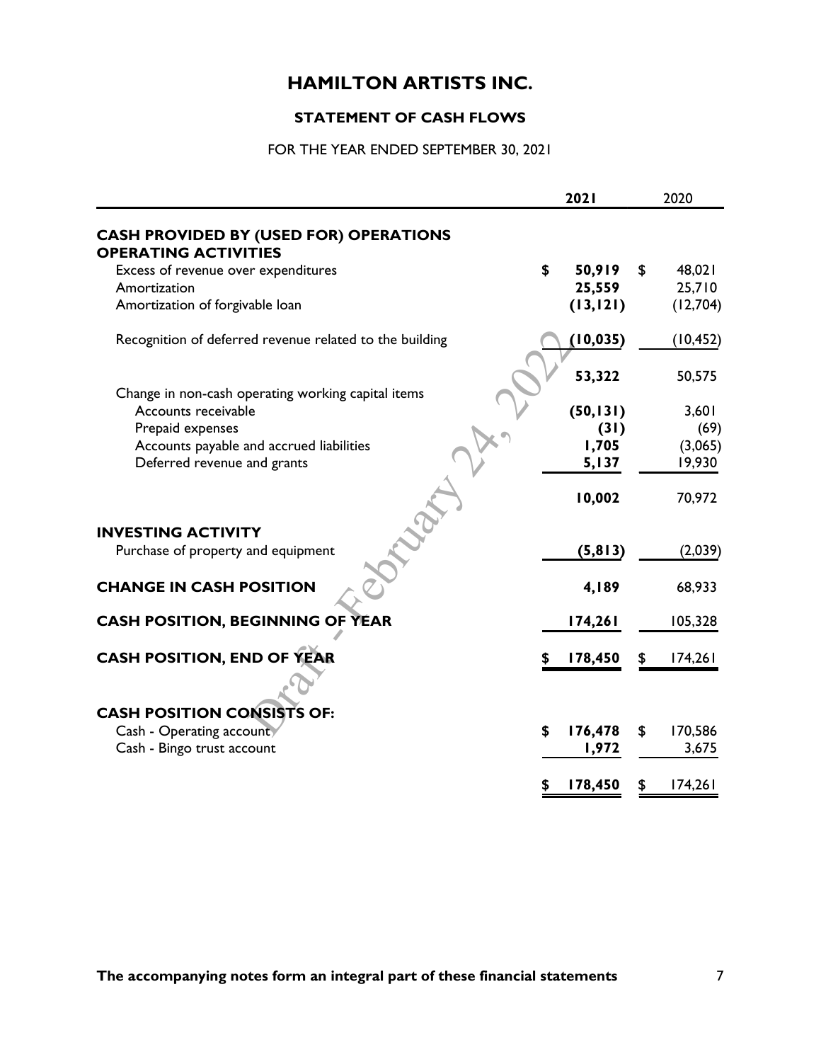# HAMILTON ARTISTS INC.

## STATEMENT OF CASH FLOWS

FOR THE YEAR ENDED SEPTEMBER 30, 2021

| | **2021** | 2020 |
|---|---|---|
| **CASH PROVIDED BY (USED FOR) OPERATIONS** | | |
| **OPERATING ACTIVITIES** | | |
| Excess of revenue over expenditures | **$ 50,919** | $ 48,021 |
| Amortization | **25,559** | 25,710 |
| Amortization of forgivable loan | **(13,121)** | (12,704) |
| Recognition of deferred revenue related to the building | **(10,035)** | (10,452) |
| | **53,322** | 50,575 |
| Change in non-cash operating working capital items | | |
| Accounts receivable | **(50,131)** | 3,601 |
| Prepaid expenses | **(31)** | (69) |
| Accounts payable and accrued liabilities | **1,705** | (3,065) |
| Deferred revenue and grants | **5,137** | 19,930 |
| | **10,002** | 70,972 |
| **INVESTING ACTIVITY** | | |
| Purchase of property and equipment | **(5,813)** | (2,039) |
| **CHANGE IN CASH POSITION** | **4,189** | 68,933 |
| **CASH POSITION, BEGINNING OF YEAR** | **174,261** | 105,328 |
| **CASH POSITION, END OF YEAR** | **$ 178,450** | $ 174,261 |
| **CASH POSITION CONSISTS OF:** | | |
| Cash - Operating account | **$ 176,478** | $ 170,586 |
| Cash - Bingo trust account | **1,972** | 3,675 |
| | **$ 178,450** | $ 174,261 |

**The accompanying notes form an integral part of these financial statements**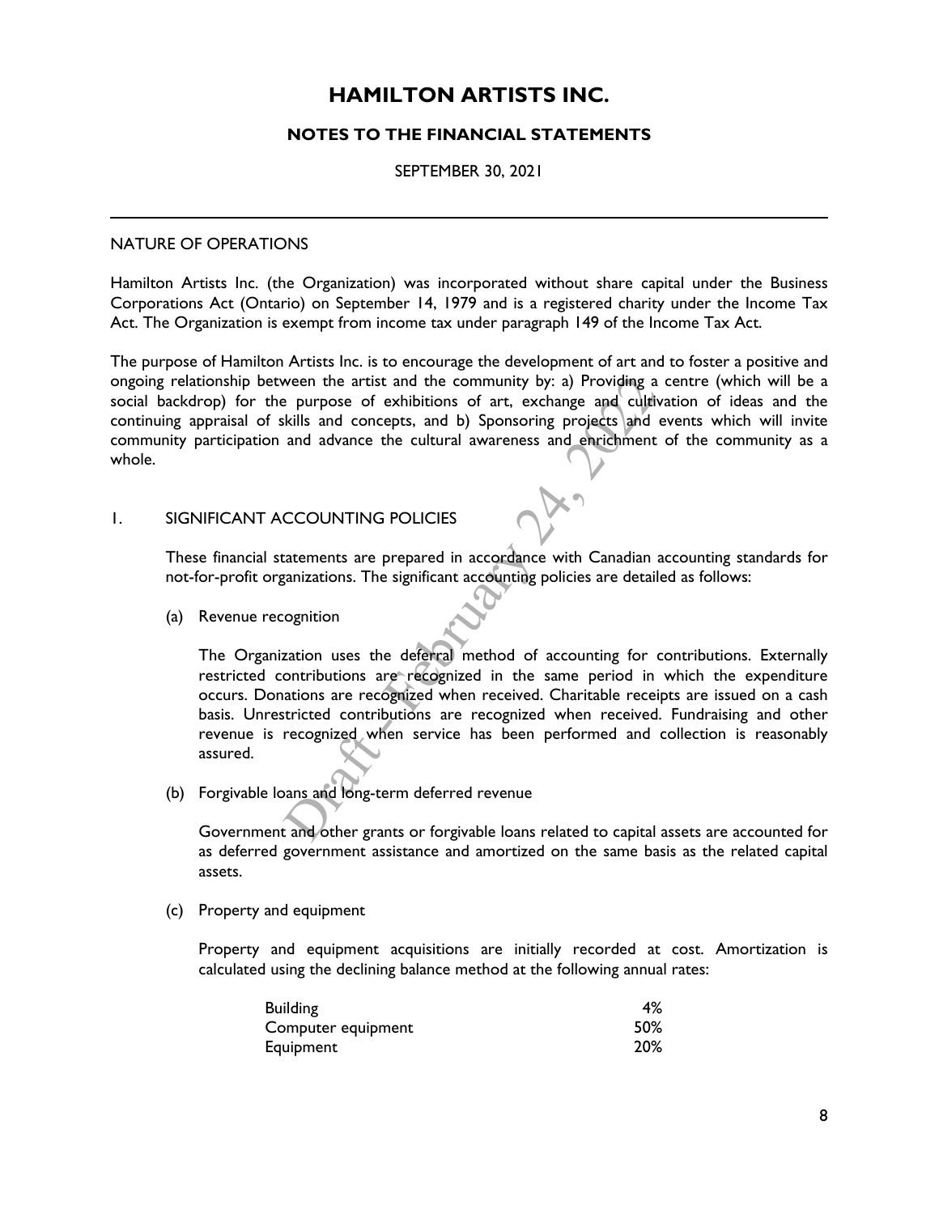# HAMILTON ARTISTS INC.

## NOTES TO THE FINANCIAL STATEMENTS

SEPTEMBER 30, 2021

NATURE OF OPERATIONS

Hamilton Artists Inc. (the Organization) was incorporated without share capital under the Business Corporations Act (Ontario) on September 14, 1979 and is a registered charity under the Income Tax Act. The Organization is exempt from income tax under paragraph 149 of the Income Tax Act.

The purpose of Hamilton Artists Inc. is to encourage the development of art and to foster a positive and ongoing relationship between the artist and the community by: a) Providing a centre (which will be a social backdrop) for the purpose of exhibitions of art, exchange and cultivation of ideas and the continuing appraisal of skills and concepts, and b) Sponsoring projects and events which will invite community participation and advance the cultural awareness and enrichment of the community as a whole.

1. SIGNIFICANT ACCOUNTING POLICIES

These financial statements are prepared in accordance with Canadian accounting standards for not-for-profit organizations. The significant accounting policies are detailed as follows:

(a) Revenue recognition

The Organization uses the deferral method of accounting for contributions. Externally restricted contributions are recognized in the same period in which the expenditure occurs. Donations are recognized when received. Charitable receipts are issued on a cash basis. Unrestricted contributions are recognized when received. Fundraising and other revenue is recognized when service has been performed and collection is reasonably assured.

(b) Forgivable loans and long-term deferred revenue

Government and other grants or forgivable loans related to capital assets are accounted for as deferred government assistance and amortized on the same basis as the related capital assets.

(c) Property and equipment

Property and equipment acquisitions are initially recorded at cost. Amortization is calculated using the declining balance method at the following annual rates:

| | |
|---|---|
| Building | 4% |
| Computer equipment | 50% |
| Equipment | 20% |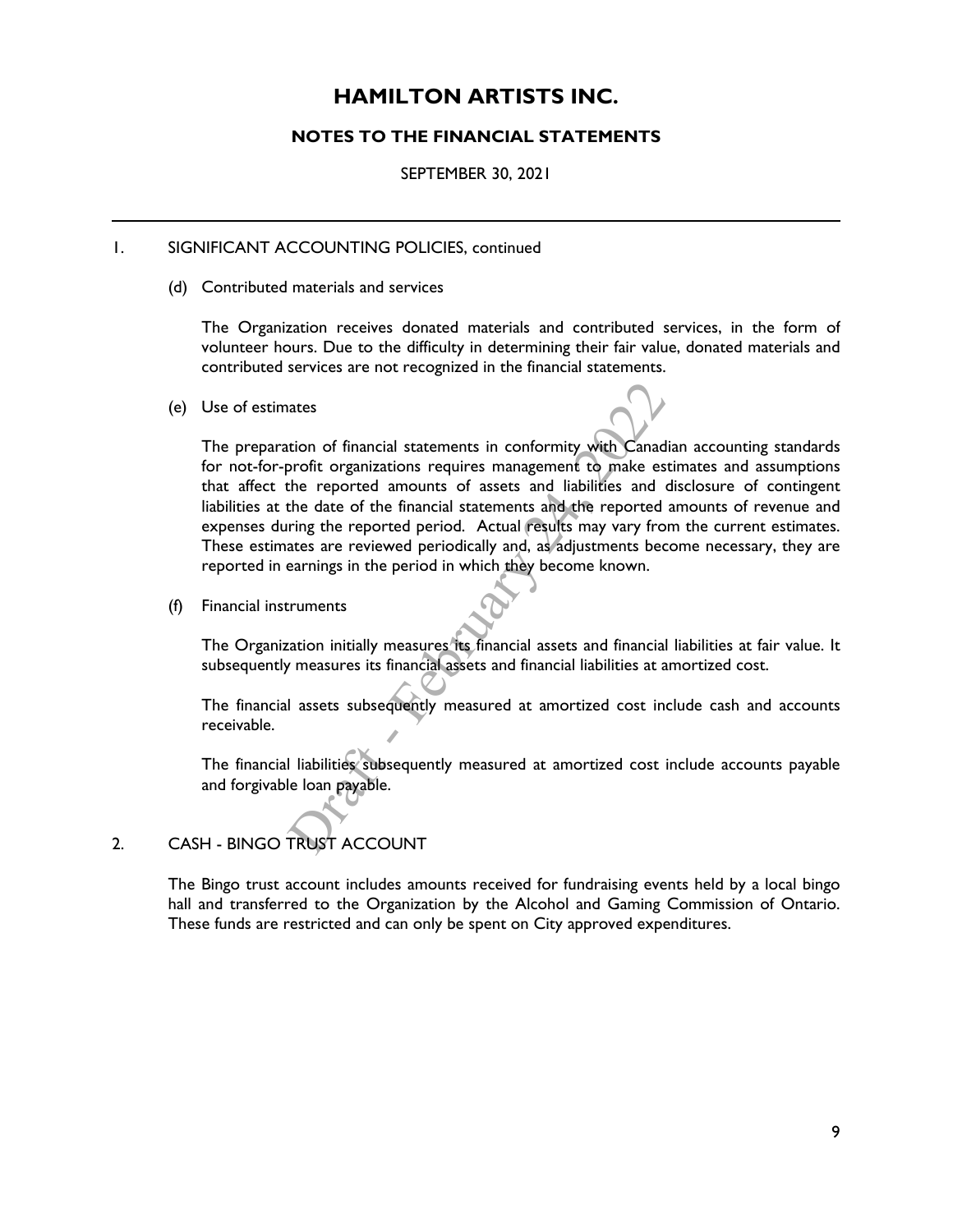# HAMILTON ARTISTS INC.

## NOTES TO THE FINANCIAL STATEMENTS

SEPTEMBER 30, 2021

1. SIGNIFICANT ACCOUNTING POLICIES, continued

(d) Contributed materials and services

The Organization receives donated materials and contributed services, in the form of volunteer hours. Due to the difficulty in determining their fair value, donated materials and contributed services are not recognized in the financial statements.

(e) Use of estimates

The preparation of financial statements in conformity with Canadian accounting standards for not-for-profit organizations requires management to make estimates and assumptions that affect the reported amounts of assets and liabilities and disclosure of contingent liabilities at the date of the financial statements and the reported amounts of revenue and expenses during the reported period. Actual results may vary from the current estimates. These estimates are reviewed periodically and, as adjustments become necessary, they are reported in earnings in the period in which they become known.

(f) Financial instruments

The Organization initially measures its financial assets and financial liabilities at fair value. It subsequently measures its financial assets and financial liabilities at amortized cost.

The financial assets subsequently measured at amortized cost include cash and accounts receivable.

The financial liabilities subsequently measured at amortized cost include accounts payable and forgivable loan payable.

2. CASH - BINGO TRUST ACCOUNT

The Bingo trust account includes amounts received for fundraising events held by a local bingo hall and transferred to the Organization by the Alcohol and Gaming Commission of Ontario. These funds are restricted and can only be spent on City approved expenditures.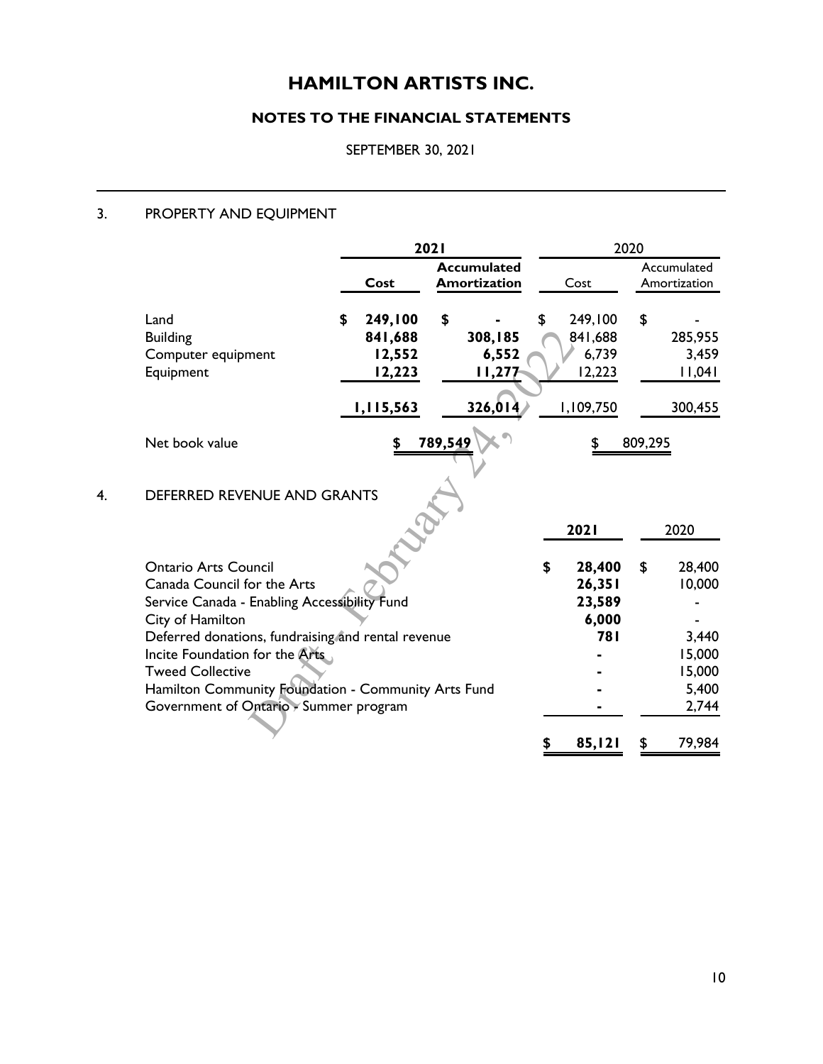# HAMILTON ARTISTS INC.

## NOTES TO THE FINANCIAL STATEMENTS

SEPTEMBER 30, 2021

### 3. PROPERTY AND EQUIPMENT

| | 2021 | | 2020 | |
|---|---|---|---|---|
| | **Cost** | **Accumulated Amortization** | Cost | Accumulated Amortization |
| Land | **$ 249,100** | **$ -** | $ 249,100 | $ - |
| Building | **841,688** | **308,185** | 841,688 | 285,955 |
| Computer equipment | **12,552** | **6,552** | 6,739 | 3,459 |
| Equipment | **12,223** | **11,277** | 12,223 | 11,041 |
| | **1,115,563** | **326,014** | 1,109,750 | 300,455 |
| Net book value | | **$ 789,549** | | $ 809,295 |

### 4. DEFERRED REVENUE AND GRANTS

| | **2021** | 2020 |
|---|---|---|
| Ontario Arts Council | **$ 28,400** | $ 28,400 |
| Canada Council for the Arts | **26,351** | 10,000 |
| Service Canada - Enabling Accessibility Fund | **23,589** | - |
| City of Hamilton | **6,000** | - |
| Deferred donations, fundraising and rental revenue | **781** | 3,440 |
| Incite Foundation for the Arts | **-** | 15,000 |
| Tweed Collective | **-** | 15,000 |
| Hamilton Community Foundation - Community Arts Fund | **-** | 5,400 |
| Government of Ontario - Summer program | **-** | 2,744 |
| | **$ 85,121** | $ 79,984 |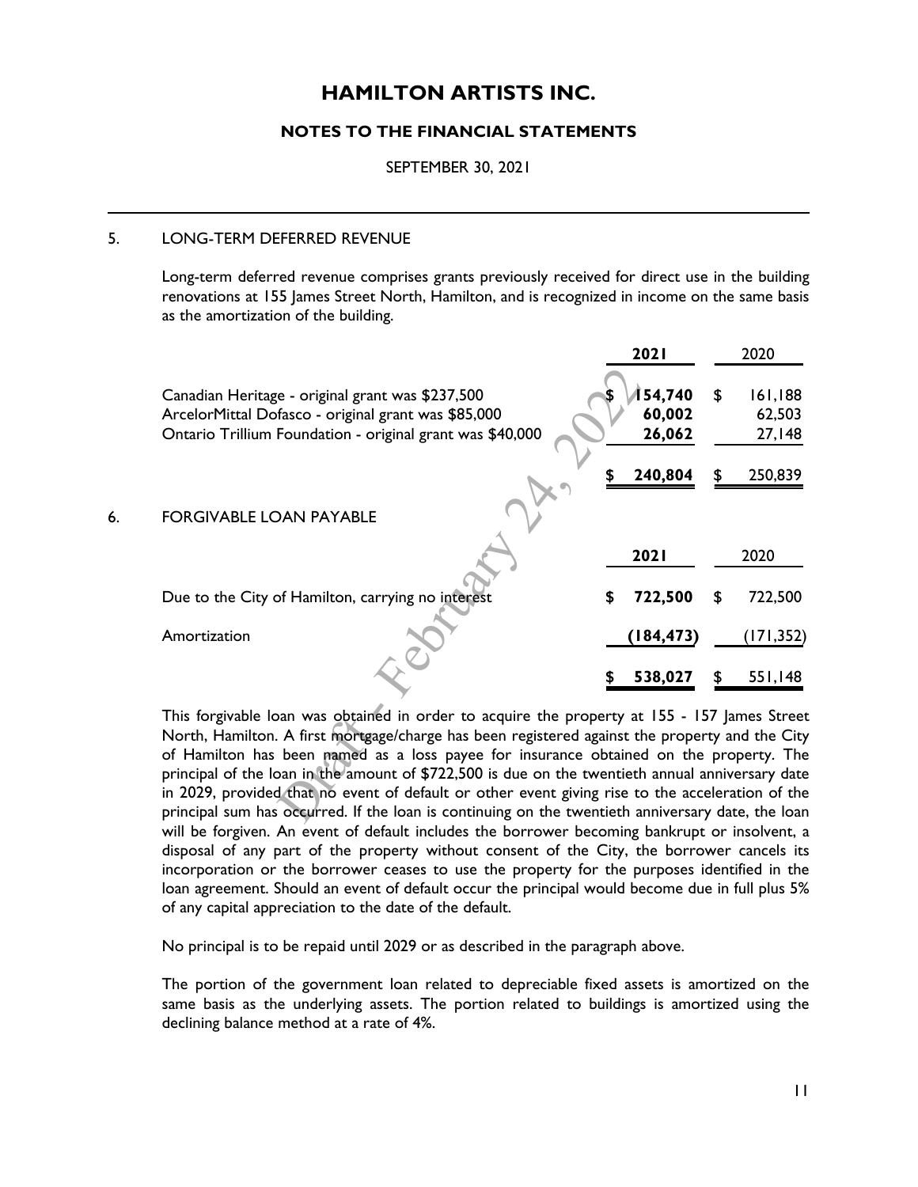# HAMILTON ARTISTS INC.

## NOTES TO THE FINANCIAL STATEMENTS

SEPTEMBER 30, 2021

### 5. LONG-TERM DEFERRED REVENUE

Long-term deferred revenue comprises grants previously received for direct use in the building renovations at 155 James Street North, Hamilton, and is recognized in income on the same basis as the amortization of the building.

| | **2021** | 2020 |
|---|---|---|
| Canadian Heritage - original grant was $237,500 | **$ 154,740** | $ 161,188 |
| ArcelorMittal Dofasco - original grant was $85,000 | **60,002** | 62,503 |
| Ontario Trillium Foundation - original grant was $40,000 | **26,062** | 27,148 |
| | **$ 240,804** | $ 250,839 |

### 6. FORGIVABLE LOAN PAYABLE

| | **2021** | 2020 |
|---|---|---|
| Due to the City of Hamilton, carrying no interest | **$ 722,500** | $ 722,500 |
| Amortization | **(184,473)** | (171,352) |
| | **$ 538,027** | $ 551,148 |

This forgivable loan was obtained in order to acquire the property at 155 - 157 James Street North, Hamilton. A first mortgage/charge has been registered against the property and the City of Hamilton has been named as a loss payee for insurance obtained on the property. The principal of the loan in the amount of $722,500 is due on the twentieth annual anniversary date in 2029, provided that no event of default or other event giving rise to the acceleration of the principal sum has occurred. If the loan is continuing on the twentieth anniversary date, the loan will be forgiven. An event of default includes the borrower becoming bankrupt or insolvent, a disposal of any part of the property without consent of the City, the borrower cancels its incorporation or the borrower ceases to use the property for the purposes identified in the loan agreement. Should an event of default occur the principal would become due in full plus 5% of any capital appreciation to the date of the default.

No principal is to be repaid until 2029 or as described in the paragraph above.

The portion of the government loan related to depreciable fixed assets is amortized on the same basis as the underlying assets. The portion related to buildings is amortized using the declining balance method at a rate of 4%.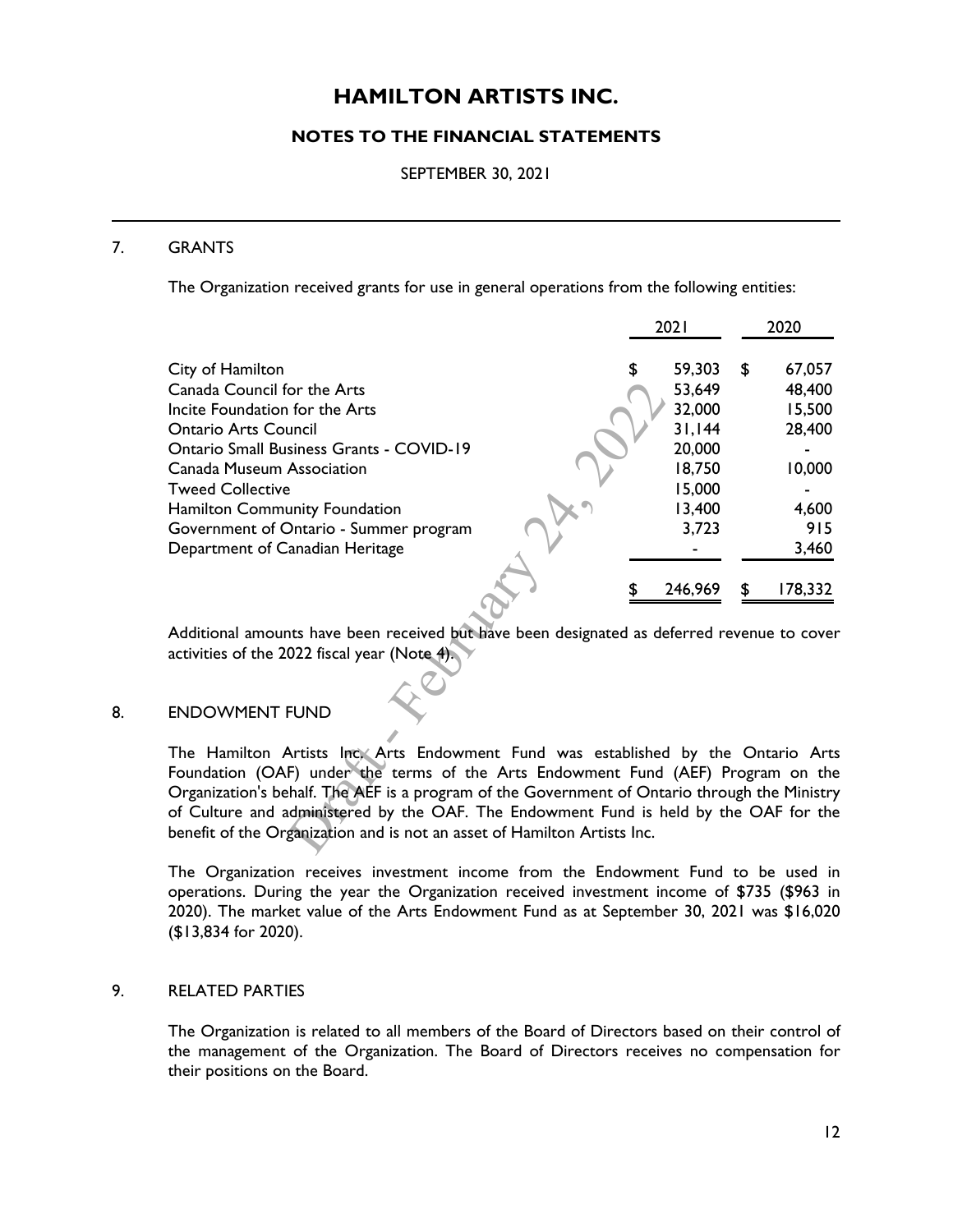# HAMILTON ARTISTS INC.

## NOTES TO THE FINANCIAL STATEMENTS

SEPTEMBER 30, 2021

7. GRANTS

The Organization received grants for use in general operations from the following entities:

| | 2021 | 2020 |
|---|---|---|
| City of Hamilton | $ 59,303 | $ 67,057 |
| Canada Council for the Arts | 53,649 | 48,400 |
| Incite Foundation for the Arts | 32,000 | 15,500 |
| Ontario Arts Council | 31,144 | 28,400 |
| Ontario Small Business Grants - COVID-19 | 20,000 | - |
| Canada Museum Association | 18,750 | 10,000 |
| Tweed Collective | 15,000 | - |
| Hamilton Community Foundation | 13,400 | 4,600 |
| Government of Ontario - Summer program | 3,723 | 915 |
| Department of Canadian Heritage | - | 3,460 |
| | $ 246,969 | $ 178,332 |

Additional amounts have been received but have been designated as deferred revenue to cover activities of the 2022 fiscal year (Note 4).

8. ENDOWMENT FUND

The Hamilton Artists Inc. Arts Endowment Fund was established by the Ontario Arts Foundation (OAF) under the terms of the Arts Endowment Fund (AEF) Program on the Organization's behalf. The AEF is a program of the Government of Ontario through the Ministry of Culture and administered by the OAF. The Endowment Fund is held by the OAF for the benefit of the Organization and is not an asset of Hamilton Artists Inc.

The Organization receives investment income from the Endowment Fund to be used in operations. During the year the Organization received investment income of $735 ($963 in 2020). The market value of the Arts Endowment Fund as at September 30, 2021 was $16,020 ($13,834 for 2020).

9. RELATED PARTIES

The Organization is related to all members of the Board of Directors based on their control of the management of the Organization. The Board of Directors receives no compensation for their positions on the Board.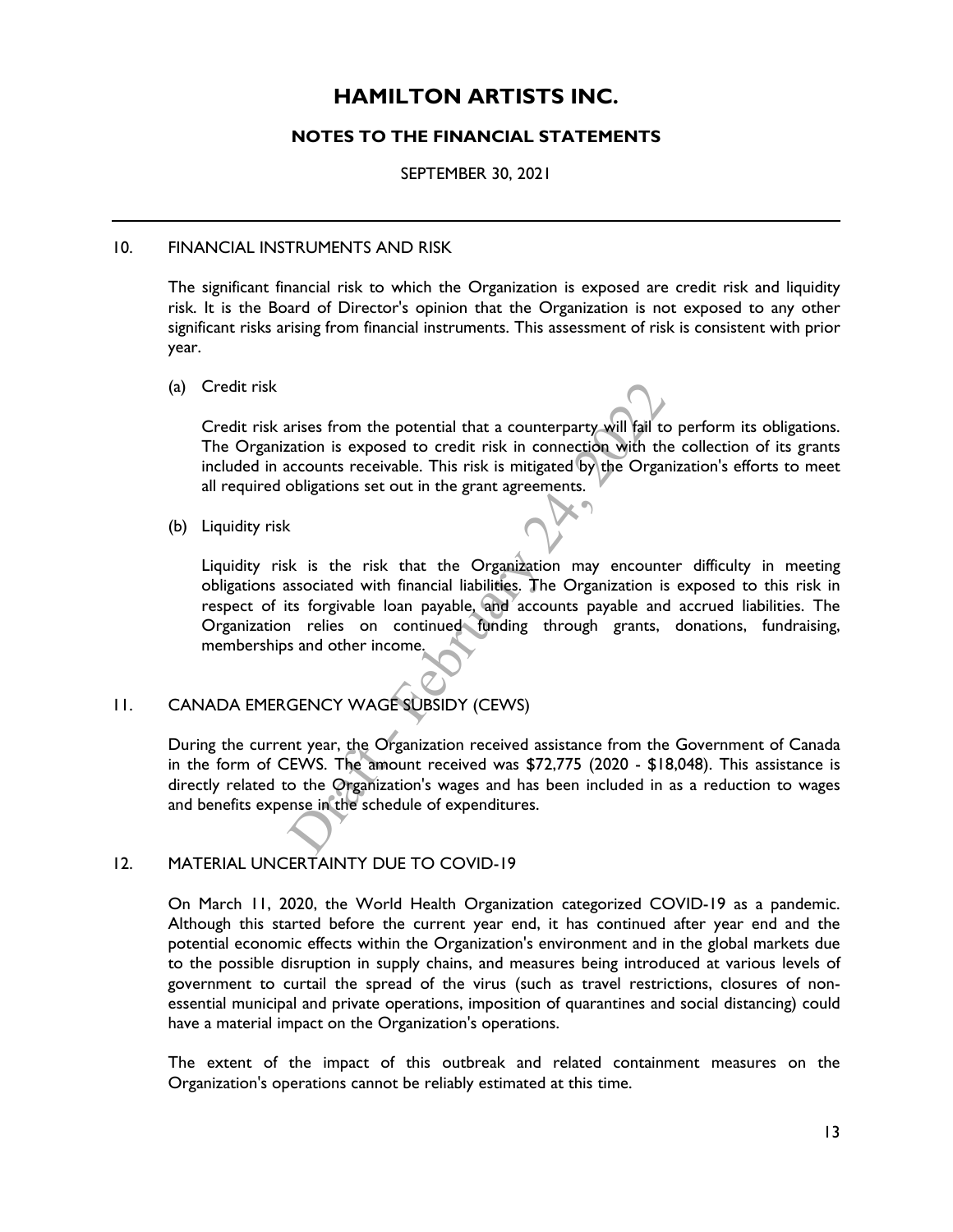# HAMILTON ARTISTS INC.

## NOTES TO THE FINANCIAL STATEMENTS

SEPTEMBER 30, 2021

---

### 10. FINANCIAL INSTRUMENTS AND RISK

The significant financial risk to which the Organization is exposed are credit risk and liquidity risk. It is the Board of Director's opinion that the Organization is not exposed to any other significant risks arising from financial instruments. This assessment of risk is consistent with prior year.

(a) Credit risk

Credit risk arises from the potential that a counterparty will fail to perform its obligations. The Organization is exposed to credit risk in connection with the collection of its grants included in accounts receivable. This risk is mitigated by the Organization's efforts to meet all required obligations set out in the grant agreements.

(b) Liquidity risk

Liquidity risk is the risk that the Organization may encounter difficulty in meeting obligations associated with financial liabilities. The Organization is exposed to this risk in respect of its forgivable loan payable, and accounts payable and accrued liabilities. The Organization relies on continued funding through grants, donations, fundraising, memberships and other income.

### 11. CANADA EMERGENCY WAGE SUBSIDY (CEWS)

During the current year, the Organization received assistance from the Government of Canada in the form of CEWS. The amount received was $72,775 (2020 - $18,048). This assistance is directly related to the Organization's wages and has been included in as a reduction to wages and benefits expense in the schedule of expenditures.

### 12. MATERIAL UNCERTAINTY DUE TO COVID-19

On March 11, 2020, the World Health Organization categorized COVID-19 as a pandemic. Although this started before the current year end, it has continued after year end and the potential economic effects within the Organization's environment and in the global markets due to the possible disruption in supply chains, and measures being introduced at various levels of government to curtail the spread of the virus (such as travel restrictions, closures of non-essential municipal and private operations, imposition of quarantines and social distancing) could have a material impact on the Organization's operations.

The extent of the impact of this outbreak and related containment measures on the Organization's operations cannot be reliably estimated at this time.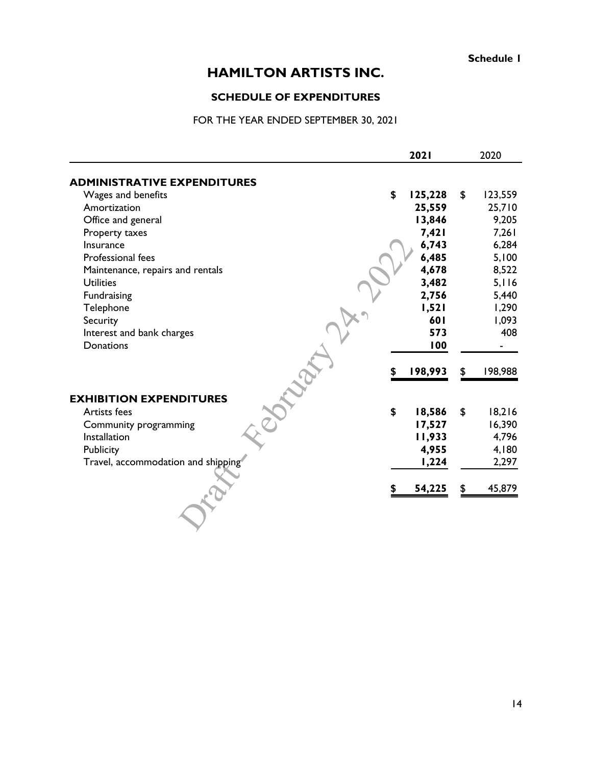Schedule 1

# HAMILTON ARTISTS INC.

## SCHEDULE OF EXPENDITURES

FOR THE YEAR ENDED SEPTEMBER 30, 2021

| | **2021** | 2020 |
|---|---|---|
| **ADMINISTRATIVE EXPENDITURES** | | |
| Wages and benefits | **$ 125,228** | $ 123,559 |
| Amortization | **25,559** | 25,710 |
| Office and general | **13,846** | 9,205 |
| Property taxes | **7,421** | 7,261 |
| Insurance | **6,743** | 6,284 |
| Professional fees | **6,485** | 5,100 |
| Maintenance, repairs and rentals | **4,678** | 8,522 |
| Utilities | **3,482** | 5,116 |
| Fundraising | **2,756** | 5,440 |
| Telephone | **1,521** | 1,290 |
| Security | **601** | 1,093 |
| Interest and bank charges | **573** | 408 |
| Donations | **100** | - |
| | **$ 198,993** | $ 198,988 |
| **EXHIBITION EXPENDITURES** | | |
| Artists fees | **$ 18,586** | $ 18,216 |
| Community programming | **17,527** | 16,390 |
| Installation | **11,933** | 4,796 |
| Publicity | **4,955** | 4,180 |
| Travel, accommodation and shipping | **1,224** | 2,297 |
| | **$ 54,225** | $ 45,879 |

Draft - February 24, 2022